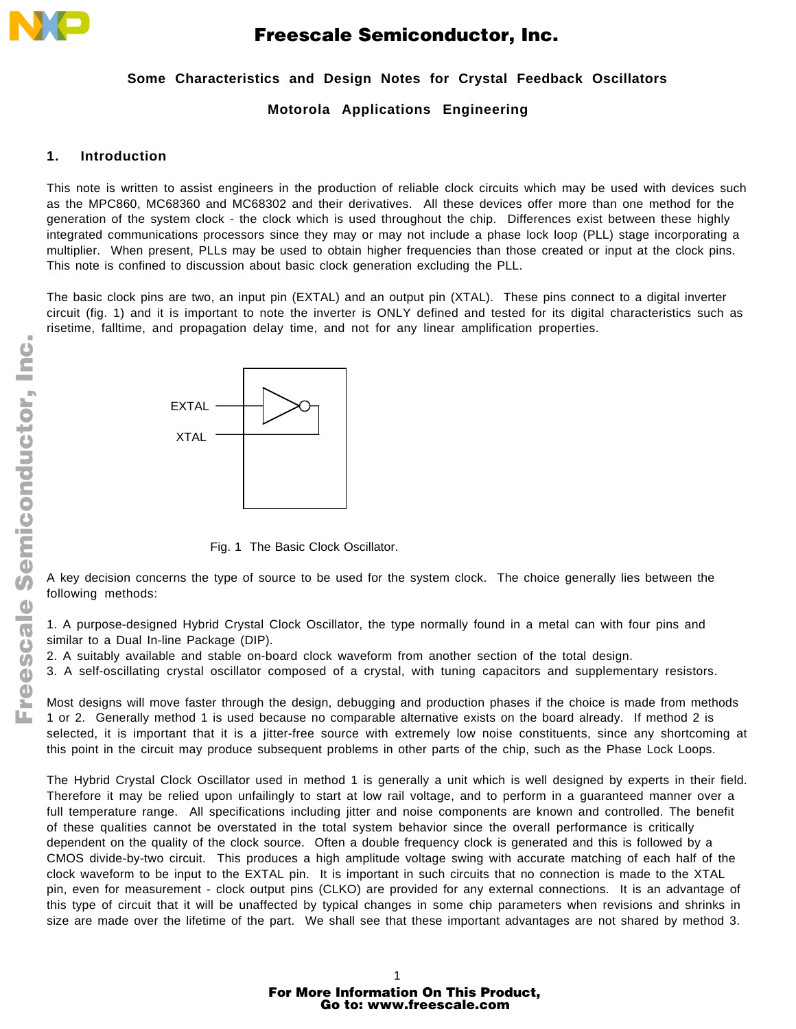# Some Characteristics and Design Notes for Crystal Feedback Oscillators

**Motorola Applications Engineering**

## 1. Introduction

This note is written to assist engineers in the production of reliable clock circuits which may be used with devices such as the MPC860, MC68360 and MC68302 and their derivatives. All these devices offer more than one method for the generation of the system clock - the clock which is used throughout the chip. Differences exist between these highly integrated communications processors since they may or may not include a phase lock loop (PLL) stage incorporating a multiplier. When present, PLLs may be used to obtain higher frequencies than those created or input at the clock pins. This note is confined to discussion about basic clock generation excluding the PLL.

The basic clock pins are two, an input pin (EXTAL) and an output pin (XTAL). These pins connect to a digital inverter circuit (fig. 1) and it is important to note the inverter is ONLY defined and tested for its digital characteristics such as risetime, falltime, and propagation delay time, and not for any linear amplification properties.

EXTAL

XTAL

Fig. 1 The Basic Clock Oscillator.

A key decision concerns the type of source to be used for the system clock. The choice generally lies between the following methods:

1. A purpose-designed Hybrid Crystal Clock Oscillator, the type normally found in a metal can with four pins and similar to a Dual In-line Package (DIP).
2. A suitably available and stable on-board clock waveform from another section of the total design.
3. A self-oscillating crystal oscillator composed of a crystal, with tuning capacitors and supplementary resistors.

Most designs will move faster through the design, debugging and production phases if the choice is made from methods 1 or 2. Generally method 1 is used because no comparable alternative exists on the board already. If method 2 is selected, it is important that it is a jitter-free source with extremely low noise constituents, since any shortcoming at this point in the circuit may produce subsequent problems in other parts of the chip, such as the Phase Lock Loops.

The Hybrid Crystal Clock Oscillator used in method 1 is generally a unit which is well designed by experts in their field. Therefore it may be relied upon unfailingly to start at low rail voltage, and to perform in a guaranteed manner over a full temperature range. All specifications including jitter and noise components are known and controlled. The benefit of these qualities cannot be overstated in the total system behavior since the overall performance is critically dependent on the quality of the clock source. Often a double frequency clock is generated and this is followed by a CMOS divide-by-two circuit. This produces a high amplitude voltage swing with accurate matching of each half of the clock waveform to be input to the EXTAL pin. It is important in such circuits that no connection is made to the XTAL pin, even for measurement - clock output pins (CLKO) are provided for any external connections. It is an advantage of this type of circuit that it will be unaffected by typical changes in some chip parameters when revisions and shrinks in size are made over the lifetime of the part. We shall see that these important advantages are not shared by method 3.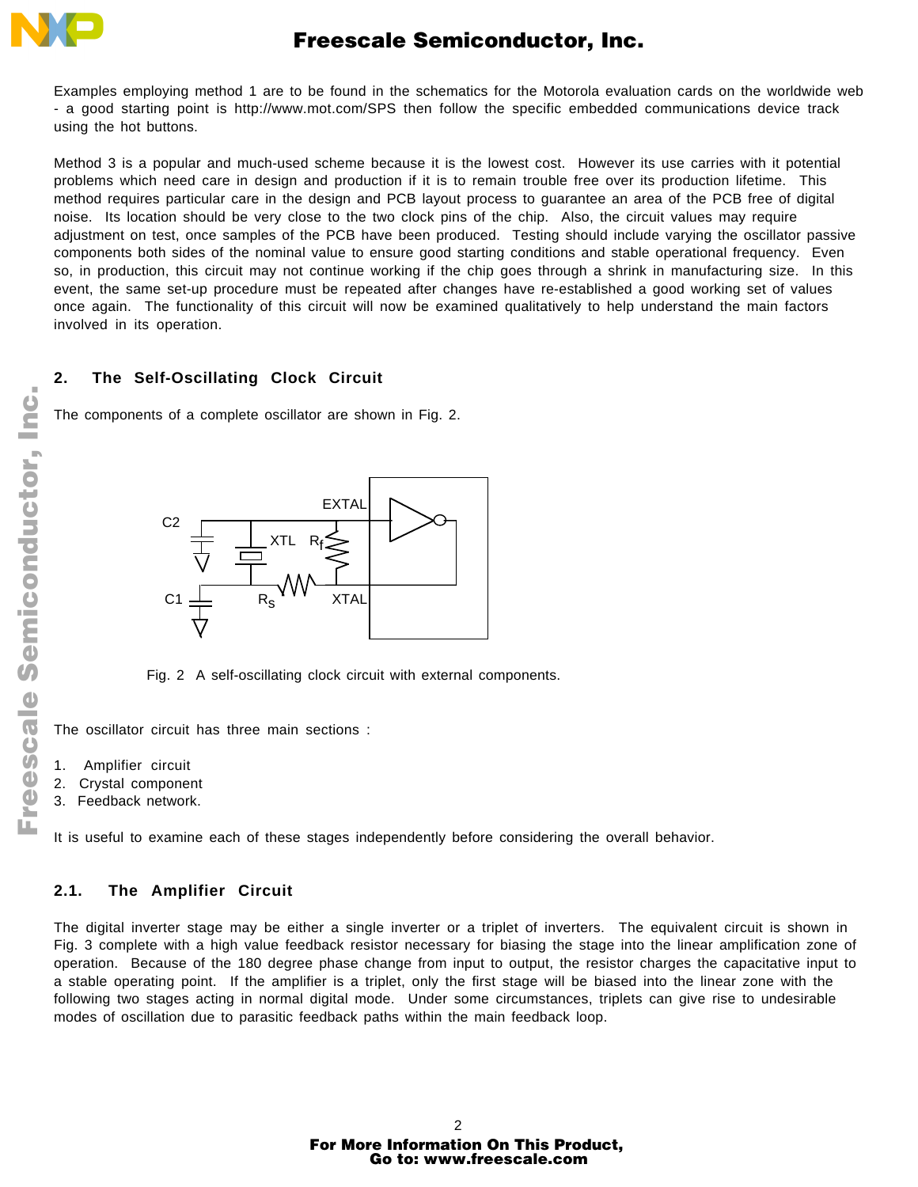Examples employing method 1 are to be found in the schematics for the Motorola evaluation cards on the worldwide web - a good starting point is http://www.mot.com/SPS then follow the specific embedded communications device track using the hot buttons.

Method 3 is a popular and much-used scheme because it is the lowest cost. However its use carries with it potential problems which need care in design and production if it is to remain trouble free over its production lifetime. This method requires particular care in the design and PCB layout process to guarantee an area of the PCB free of digital noise. Its location should be very close to the two clock pins of the chip. Also, the circuit values may require adjustment on test, once samples of the PCB have been produced. Testing should include varying the oscillator passive components both sides of the nominal value to ensure good starting conditions and stable operational frequency. Even so, in production, this circuit may not continue working if the chip goes through a shrink in manufacturing size. In this event, the same set-up procedure must be repeated after changes have re-established a good working set of values once again. The functionality of this circuit will now be examined qualitatively to help understand the main factors involved in its operation.

## 2. The Self-Oscillating Clock Circuit

The components of a complete oscillator are shown in Fig. 2.

Fig. 2 A self-oscillating clock circuit with external components.

The oscillator circuit has three main sections :

1. Amplifier circuit
2. Crystal component
3. Feedback network.

It is useful to examine each of these stages independently before considering the overall behavior.

### 2.1. The Amplifier Circuit

The digital inverter stage may be either a single inverter or a triplet of inverters. The equivalent circuit is shown in Fig. 3 complete with a high value feedback resistor necessary for biasing the stage into the linear amplification zone of operation. Because of the 180 degree phase change from input to output, the resistor charges the capacitative input to a stable operating point. If the amplifier is a triplet, only the first stage will be biased into the linear zone with the following two stages acting in normal digital mode. Under some circumstances, triplets can give rise to undesirable modes of oscillation due to parasitic feedback paths within the main feedback loop.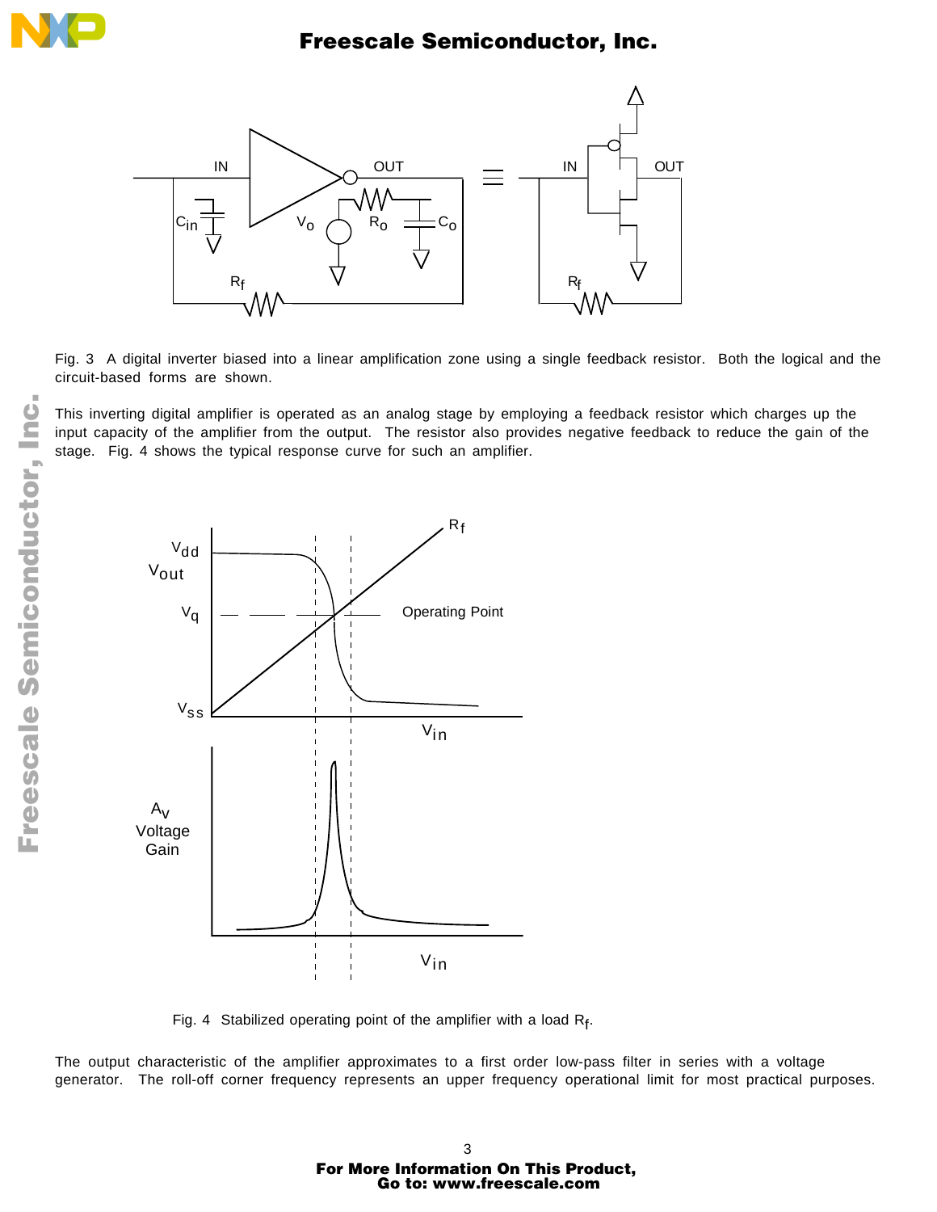Fig. 3 A digital inverter biased into a linear amplification zone using a single feedback resistor. Both the logical and the circuit-based forms are shown.

This inverting digital amplifier is operated as an analog stage by employing a feedback resistor which charges up the input capacity of the amplifier from the output. The resistor also provides negative feedback to reduce the gain of the stage. Fig. 4 shows the typical response curve for such an amplifier.

Fig. 4 Stabilized operating point of the amplifier with a load $R_f$.

The output characteristic of the amplifier approximates to a first order low-pass filter in series with a voltage generator. The roll-off corner frequency represents an upper frequency operational limit for most practical purposes.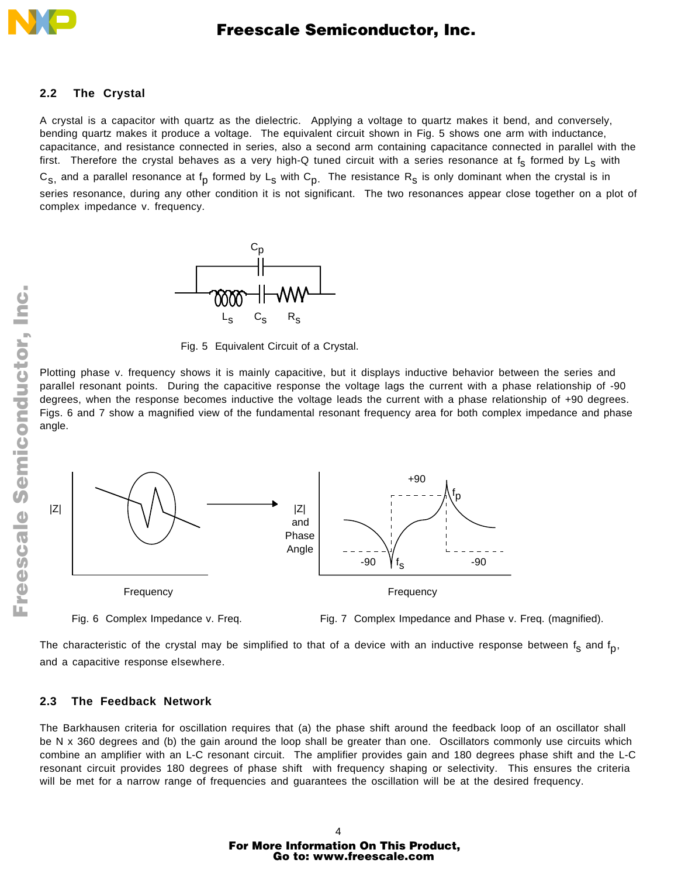## 2.2 The Crystal

A crystal is a capacitor with quartz as the dielectric. Applying a voltage to quartz makes it bend, and conversely, bending quartz makes it produce a voltage. The equivalent circuit shown in Fig. 5 shows one arm with inductance, capacitance, and resistance connected in series, also a second arm containing capacitance connected in parallel with the first. Therefore the crystal behaves as a very high-Q tuned circuit with a series resonance at $f_S$ formed by $L_S$ with $C_S$, and a parallel resonance at $f_p$ formed by $L_S$ with $C_p$. The resistance $R_S$ is only dominant when the crystal is in series resonance, during any other condition it is not significant. The two resonances appear close together on a plot of complex impedance v. frequency.

Fig. 5 Equivalent Circuit of a Crystal.

Plotting phase v. frequency shows it is mainly capacitive, but it displays inductive behavior between the series and parallel resonant points. During the capacitive response the voltage lags the current with a phase relationship of -90 degrees, when the response becomes inductive the voltage leads the current with a phase relationship of +90 degrees. Figs. 6 and 7 show a magnified view of the fundamental resonant frequency area for both complex impedance and phase angle.

Fig. 6 Complex Impedance v. Freq.

Fig. 7 Complex Impedance and Phase v. Freq. (magnified).

The characteristic of the crystal may be simplified to that of a device with an inductive response between $f_S$ and $f_p$, and a capacitive response elsewhere.

## 2.3 The Feedback Network

The Barkhausen criteria for oscillation requires that (a) the phase shift around the feedback loop of an oscillator shall be N x 360 degrees and (b) the gain around the loop shall be greater than one. Oscillators commonly use circuits which combine an amplifier with an L-C resonant circuit. The amplifier provides gain and 180 degrees phase shift and the L-C resonant circuit provides 180 degrees of phase shift with frequency shaping or selectivity. This ensures the criteria will be met for a narrow range of frequencies and guarantees the oscillation will be at the desired frequency.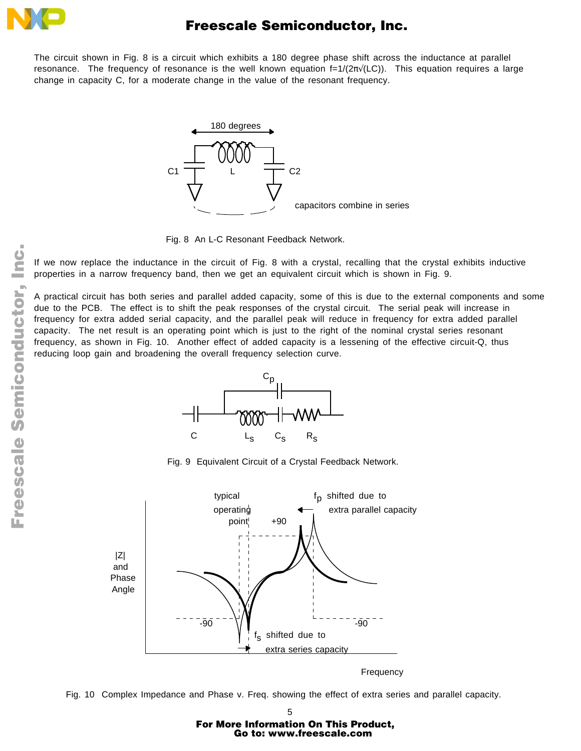The circuit shown in Fig. 8 is a circuit which exhibits a 180 degree phase shift across the inductance at parallel resonance. The frequency of resonance is the well known equation $f=1/(2\pi\sqrt{(LC)})$. This equation requires a large change in capacity C, for a moderate change in the value of the resonant frequency.

Fig. 8 An L-C Resonant Feedback Network.

If we now replace the inductance in the circuit of Fig. 8 with a crystal, recalling that the crystal exhibits inductive properties in a narrow frequency band, then we get an equivalent circuit which is shown in Fig. 9.

A practical circuit has both series and parallel added capacity, some of this is due to the external components and some due to the PCB. The effect is to shift the peak responses of the crystal circuit. The serial peak will increase in frequency for extra added serial capacity, and the parallel peak will reduce in frequency for extra added parallel capacity. The net result is an operating point which is just to the right of the nominal crystal series resonant frequency, as shown in Fig. 10. Another effect of added capacity is a lessening of the effective circuit-Q, thus reducing loop gain and broadening the overall frequency selection curve.

Fig. 9 Equivalent Circuit of a Crystal Feedback Network.

Fig. 10 Complex Impedance and Phase v. Freq. showing the effect of extra series and parallel capacity.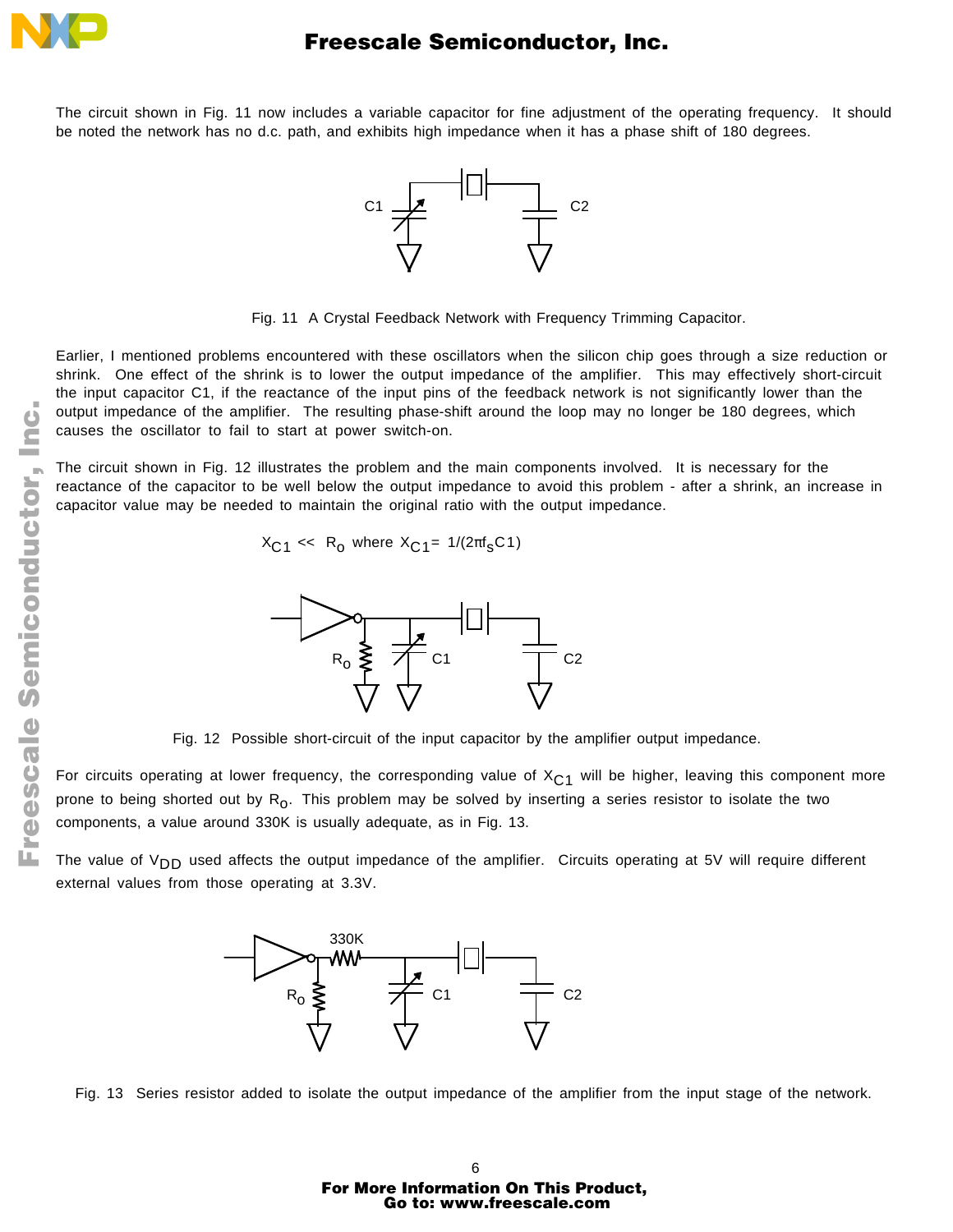The circuit shown in Fig. 11 now includes a variable capacitor for fine adjustment of the operating frequency. It should be noted the network has no d.c. path, and exhibits high impedance when it has a phase shift of 180 degrees.

Fig. 11 A Crystal Feedback Network with Frequency Trimming Capacitor.

Earlier, I mentioned problems encountered with these oscillators when the silicon chip goes through a size reduction or shrink. One effect of the shrink is to lower the output impedance of the amplifier. This may effectively short-circuit the input capacitor C1, if the reactance of the input pins of the feedback network is not significantly lower than the output impedance of the amplifier. The resulting phase-shift around the loop may no longer be 180 degrees, which causes the oscillator to fail to start at power switch-on.

The circuit shown in Fig. 12 illustrates the problem and the main components involved. It is necessary for the reactance of the capacitor to be well below the output impedance to avoid this problem - after a shrink, an increase in capacitor value may be needed to maintain the original ratio with the output impedance.

$$X_{C1} << R_o \text{ where } X_{C1} = 1/(2\pi f_s C1)$$

Fig. 12 Possible short-circuit of the input capacitor by the amplifier output impedance.

For circuits operating at lower frequency, the corresponding value of $X_{C1}$ will be higher, leaving this component more prone to being shorted out by $R_o$. This problem may be solved by inserting a series resistor to isolate the two components, a value around 330K is usually adequate, as in Fig. 13.

The value of $V_{DD}$ used affects the output impedance of the amplifier. Circuits operating at 5V will require different external values from those operating at 3.3V.

Fig. 13 Series resistor added to isolate the output impedance of the amplifier from the input stage of the network.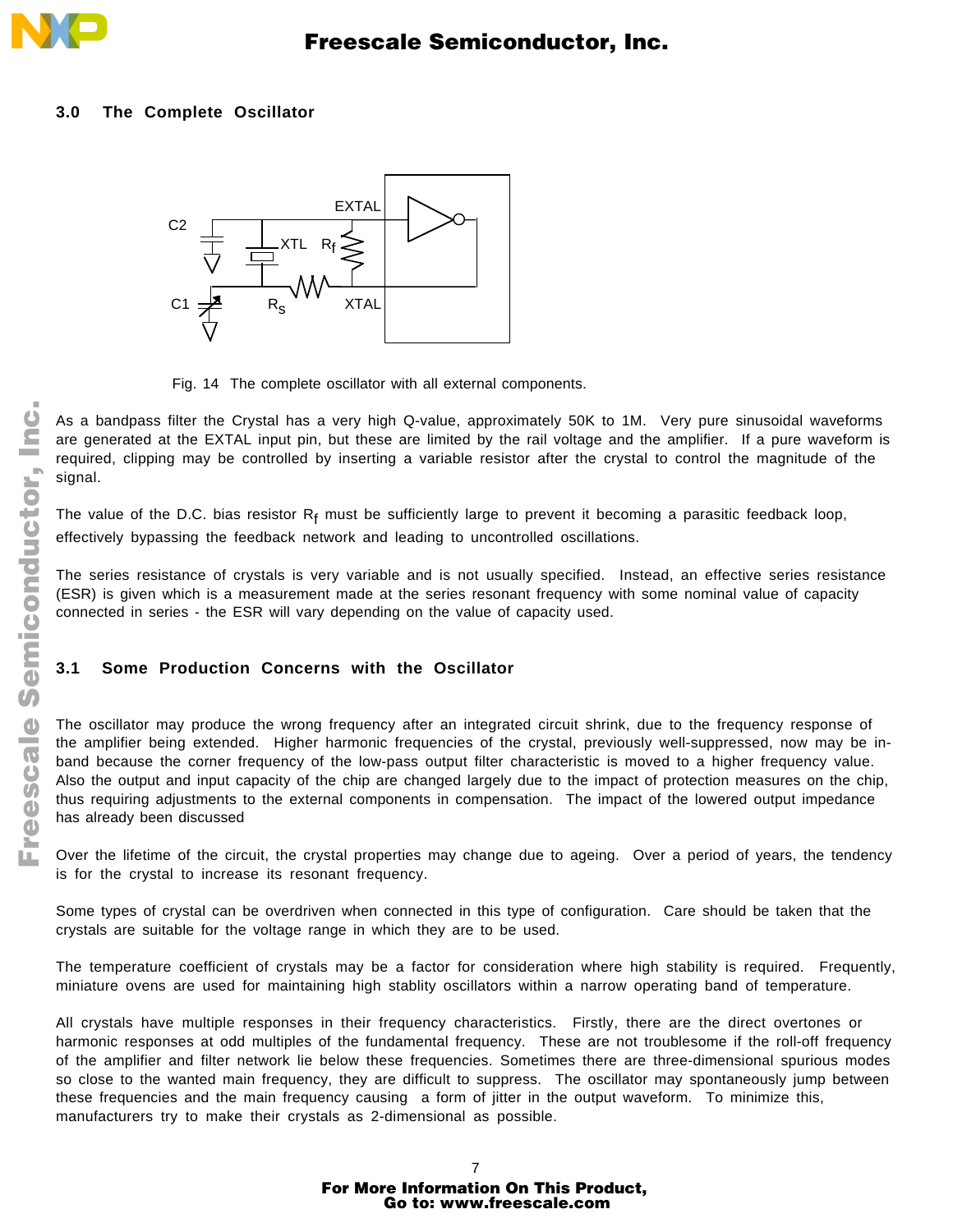## 3.0 The Complete Oscillator

Fig. 14 The complete oscillator with all external components.

As a bandpass filter the Crystal has a very high Q-value, approximately 50K to 1M. Very pure sinusoidal waveforms are generated at the EXTAL input pin, but these are limited by the rail voltage and the amplifier. If a pure waveform is required, clipping may be controlled by inserting a variable resistor after the crystal to control the magnitude of the signal.

The value of the D.C. bias resistor $R_f$ must be sufficiently large to prevent it becoming a parasitic feedback loop, effectively bypassing the feedback network and leading to uncontrolled oscillations.

The series resistance of crystals is very variable and is not usually specified. Instead, an effective series resistance (ESR) is given which is a measurement made at the series resonant frequency with some nominal value of capacity connected in series - the ESR will vary depending on the value of capacity used.

## 3.1 Some Production Concerns with the Oscillator

The oscillator may produce the wrong frequency after an integrated circuit shrink, due to the frequency response of the amplifier being extended. Higher harmonic frequencies of the crystal, previously well-suppressed, now may be in-band because the corner frequency of the low-pass output filter characteristic is moved to a higher frequency value. Also the output and input capacity of the chip are changed largely due to the impact of protection measures on the chip, thus requiring adjustments to the external components in compensation. The impact of the lowered output impedance has already been discussed

Over the lifetime of the circuit, the crystal properties may change due to ageing. Over a period of years, the tendency is for the crystal to increase its resonant frequency.

Some types of crystal can be overdriven when connected in this type of configuration. Care should be taken that the crystals are suitable for the voltage range in which they are to be used.

The temperature coefficient of crystals may be a factor for consideration where high stability is required. Frequently, miniature ovens are used for maintaining high stablity oscillators within a narrow operating band of temperature.

All crystals have multiple responses in their frequency characteristics. Firstly, there are the direct overtones or harmonic responses at odd multiples of the fundamental frequency. These are not troublesome if the roll-off frequency of the amplifier and filter network lie below these frequencies. Sometimes there are three-dimensional spurious modes so close to the wanted main frequency, they are difficult to suppress. The oscillator may spontaneously jump between these frequencies and the main frequency causing a form of jitter in the output waveform. To minimize this, manufacturers try to make their crystals as 2-dimensional as possible.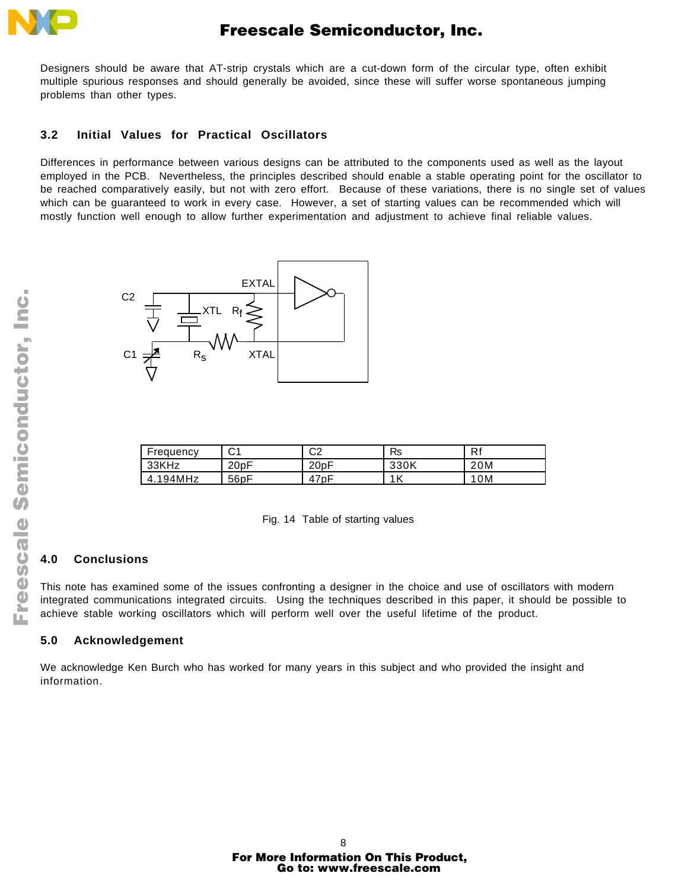Designers should be aware that AT-strip crystals which are a cut-down form of the circular type, often exhibit multiple spurious responses and should generally be avoided, since these will suffer worse spontaneous jumping problems than other types.

### 3.2 Initial Values for Practical Oscillators

Differences in performance between various designs can be attributed to the components used as well as the layout employed in the PCB. Nevertheless, the principles described should enable a stable operating point for the oscillator to be reached comparatively easily, but not with zero effort. Because of these variations, there is no single set of values which can be guaranteed to work in every case. However, a set of starting values can be recommended which will mostly function well enough to allow further experimentation and adjustment to achieve final reliable values.

C2

XTL

$R_f$

EXTAL

C1

$R_S$

XTAL

| Frequency | C1 | C2 | Rs | Rf |
|---|---|---|---|---|
| 33KHz | 20pF | 20pF | 330K | 20M |
| 4.194MHz | 56pF | 47pF | 1K | 10M |

Fig. 14 Table of starting values

## 4.0 Conclusions

This note has examined some of the issues confronting a designer in the choice and use of oscillators with modern integrated communications integrated circuits. Using the techniques described in this paper, it should be possible to achieve stable working oscillators which will perform well over the useful lifetime of the product.

## 5.0 Acknowledgement

We acknowledge Ken Burch who has worked for many years in this subject and who provided the insight and information.